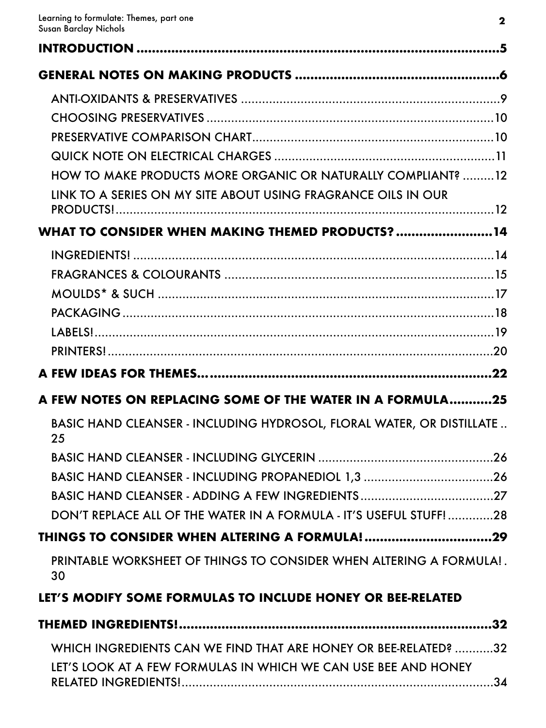**INTRODUCTION** ..........5

**GENERAL NOTES ON MAKING PRODUCTS** ..........6

- ANTI-OXIDANTS & PRESERVATIVES ..........9
- CHOOSING PRESERVATIVES ..........10
- PRESERVATIVE COMPARISON CHART ..........10
- QUICK NOTE ON ELECTRICAL CHARGES ..........11
- HOW TO MAKE PRODUCTS MORE ORGANIC OR NATURALLY COMPLIANT? ..........12
- LINK TO A SERIES ON MY SITE ABOUT USING FRAGRANCE OILS IN OUR PRODUCTS! ..........12

**WHAT TO CONSIDER WHEN MAKING THEMED PRODUCTS?** ..........14

- INGREDIENTS! ..........14
- FRAGRANCES & COLOURANTS ..........15
- MOULDS* & SUCH ..........17
- PACKAGING ..........18
- LABELS! ..........19
- PRINTERS! ..........20

**A FEW IDEAS FOR THEMES...** ..........22

**A FEW NOTES ON REPLACING SOME OF THE WATER IN A FORMULA** ..........25

- BASIC HAND CLEANSER - INCLUDING HYDROSOL, FLORAL WATER, OR DISTILLATE ..........25
- BASIC HAND CLEANSER - INCLUDING GLYCERIN ..........26
- BASIC HAND CLEANSER - INCLUDING PROPANEDIOL 1,3 ..........26
- BASIC HAND CLEANSER - ADDING A FEW INGREDIENTS ..........27
- DON'T REPLACE ALL OF THE WATER IN A FORMULA - IT'S USEFUL STUFF! ..........28

**THINGS TO CONSIDER WHEN ALTERING A FORMULA!** ..........29

- PRINTABLE WORKSHEET OF THINGS TO CONSIDER WHEN ALTERING A FORMULA! ..........30

**LET'S MODIFY SOME FORMULAS TO INCLUDE HONEY OR BEE-RELATED THEMED INGREDIENTS!** ..........32

- WHICH INGREDIENTS CAN WE FIND THAT ARE HONEY OR BEE-RELATED? ..........32
- LET'S LOOK AT A FEW FORMULAS IN WHICH WE CAN USE BEE AND HONEY RELATED INGREDIENTS! ..........34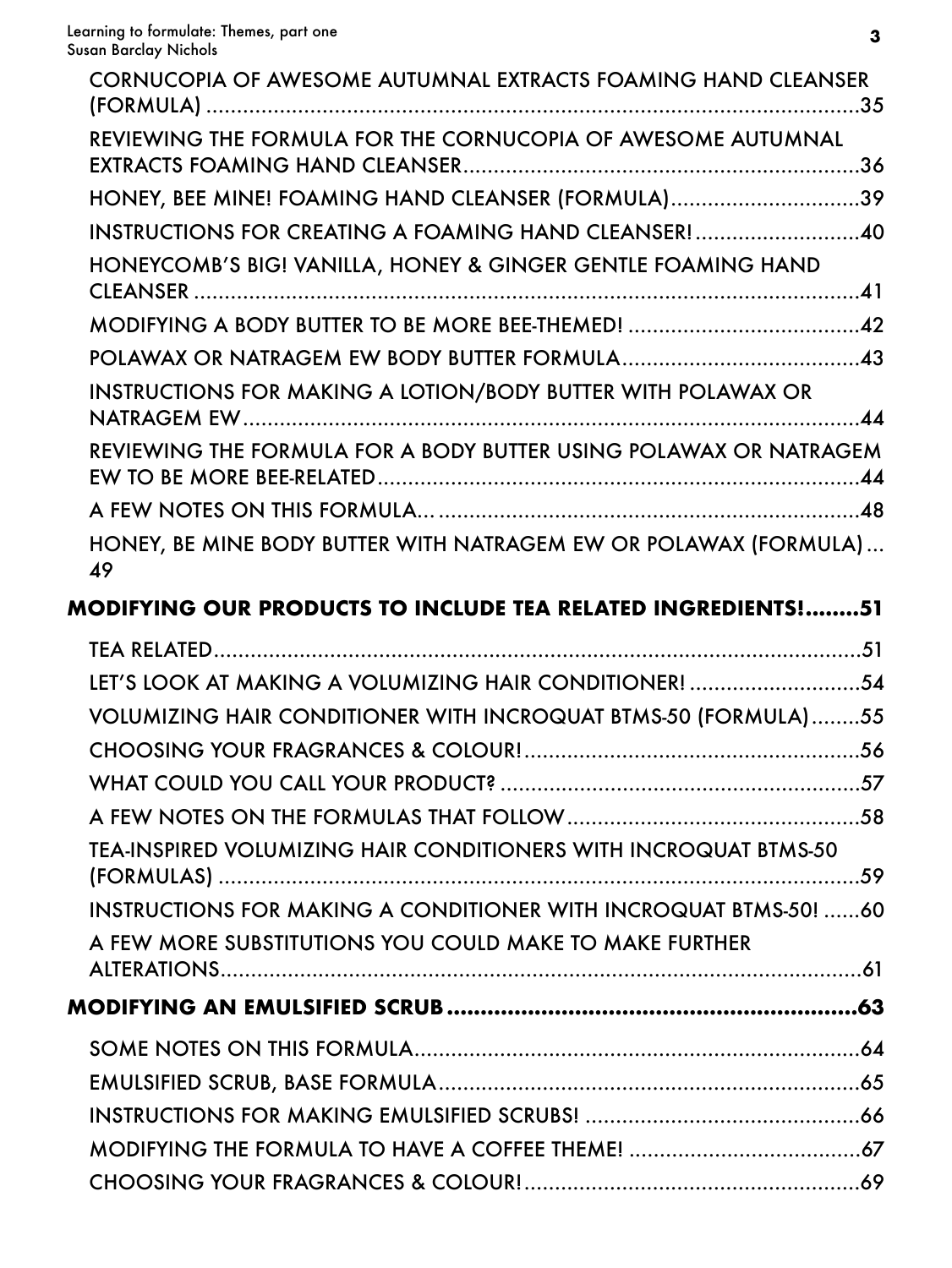CORNUCOPIA OF AWESOME AUTUMNAL EXTRACTS FOAMING HAND CLEANSER (FORMULA) ....................................................................................................35

REVIEWING THE FORMULA FOR THE CORNUCOPIA OF AWESOME AUTUMNAL EXTRACTS FOAMING HAND CLEANSER....................................................................36

HONEY, BEE MINE! FOAMING HAND CLEANSER (FORMULA)...............................39

INSTRUCTIONS FOR CREATING A FOAMING HAND CLEANSER!...........................40

HONEYCOMB'S BIG! VANILLA, HONEY & GINGER GENTLE FOAMING HAND CLEANSER .......................................................................................................41

MODIFYING A BODY BUTTER TO BE MORE BEE-THEMED! .....................................42

POLAWAX OR NATRAGEM EW BODY BUTTER FORMULA.......................................43

INSTRUCTIONS FOR MAKING A LOTION/BODY BUTTER WITH POLAWAX OR NATRAGEM EW...................................................................................................44

REVIEWING THE FORMULA FOR A BODY BUTTER USING POLAWAX OR NATRAGEM EW TO BE MORE BEE-RELATED...................................................................44

A FEW NOTES ON THIS FORMULA... ......................................................................48

HONEY, BE MINE BODY BUTTER WITH NATRAGEM EW OR POLAWAX (FORMULA) ... 49

**MODIFYING OUR PRODUCTS TO INCLUDE TEA RELATED INGREDIENTS!........51**

TEA RELATED.......................................................................................................51

LET'S LOOK AT MAKING A VOLUMIZING HAIR CONDITIONER! ...........................54

VOLUMIZING HAIR CONDITIONER WITH INCROQUAT BTMS-50 (FORMULA)........55

CHOOSING YOUR FRAGRANCES & COLOUR!.......................................................56

WHAT COULD YOU CALL YOUR PRODUCT? ...........................................................57

A FEW NOTES ON THE FORMULAS THAT FOLLOW................................................58

TEA-INSPIRED VOLUMIZING HAIR CONDITIONERS WITH INCROQUAT BTMS-50 (FORMULAS) ......................................................................................................59

INSTRUCTIONS FOR MAKING A CONDITIONER WITH INCROQUAT BTMS-50! ......60

A FEW MORE SUBSTITUTIONS YOU COULD MAKE TO MAKE FURTHER ALTERATIONS.......................................................................................................61

**MODIFYING AN EMULSIFIED SCRUB ..........................................................63**

SOME NOTES ON THIS FORMULA........................................................................64

EMULSIFIED SCRUB, BASE FORMULA....................................................................65

INSTRUCTIONS FOR MAKING EMULSIFIED SCRUBS! ............................................66

MODIFYING THE FORMULA TO HAVE A COFFEE THEME! .....................................67

CHOOSING YOUR FRAGRANCES & COLOUR!.......................................................69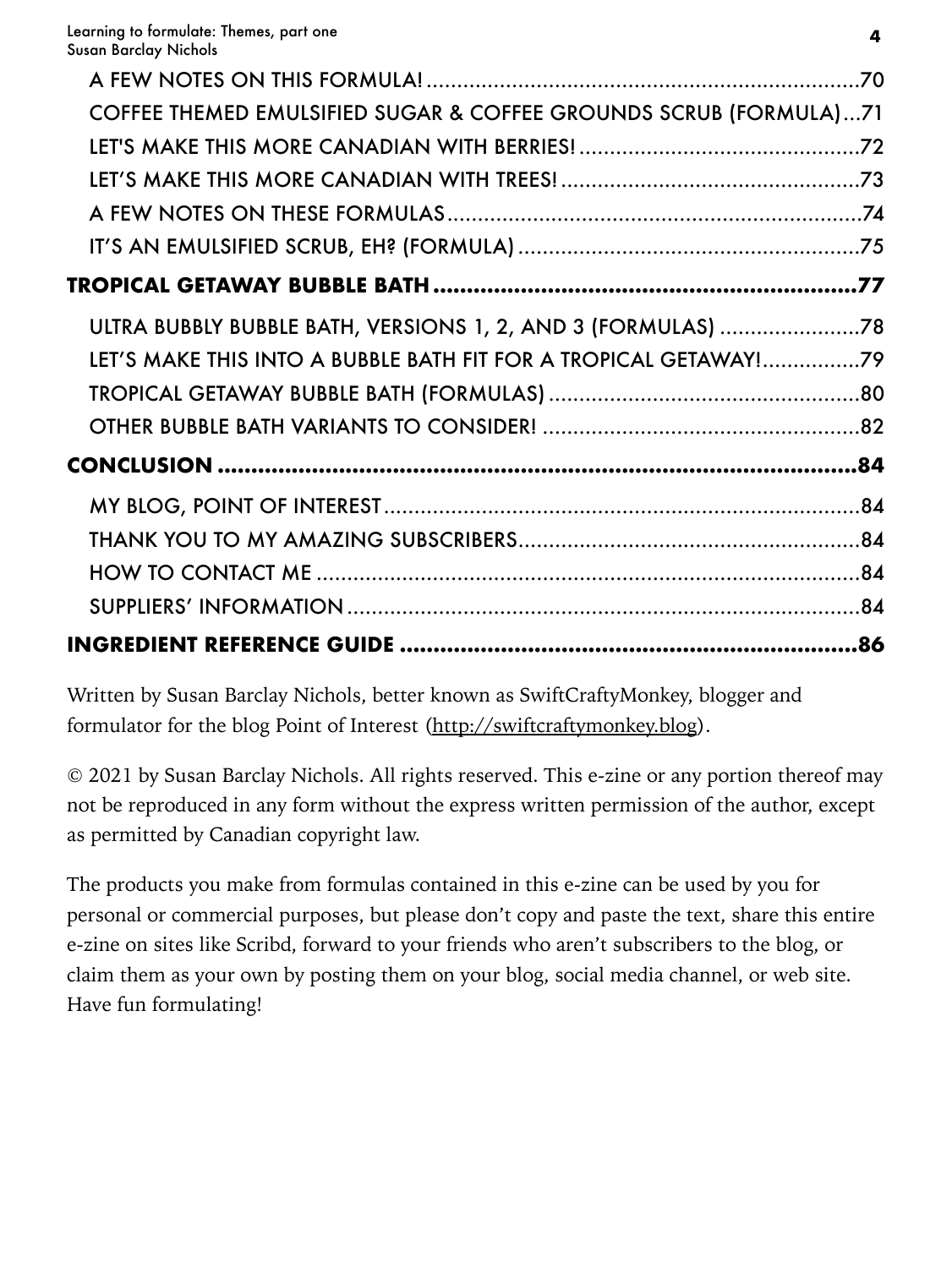A FEW NOTES ON THIS FORMULA! .......................................................................70

COFFEE THEMED EMULSIFIED SUGAR & COFFEE GROUNDS SCRUB (FORMULA)...71

LET'S MAKE THIS MORE CANADIAN WITH BERRIES! ..............................................72

LET'S MAKE THIS MORE CANADIAN WITH TREES! .................................................73

A FEW NOTES ON THESE FORMULAS ....................................................................74

IT'S AN EMULSIFIED SCRUB, EH? (FORMULA) .........................................................75

**TROPICAL GETAWAY BUBBLE BATH ...............................................................77**

ULTRA BUBBLY BUBBLE BATH, VERSIONS 1, 2, AND 3 (FORMULAS) .......................78

LET'S MAKE THIS INTO A BUBBLE BATH FIT FOR A TROPICAL GETAWAY!................79

TROPICAL GETAWAY BUBBLE BATH (FORMULAS) ...................................................80

OTHER BUBBLE BATH VARIANTS TO CONSIDER! ....................................................82

**CONCLUSION ..................................................................................84**

MY BLOG, POINT OF INTEREST ..............................................................................84

THANK YOU TO MY AMAZING SUBSCRIBERS........................................................84

HOW TO CONTACT ME .........................................................................................84

SUPPLIERS' INFORMATION ....................................................................................84

**INGREDIENT REFERENCE GUIDE .....................................................................86**

Written by Susan Barclay Nichols, better known as SwiftCraftyMonkey, blogger and formulator for the blog Point of Interest (http://swiftcraftymonkey.blog).

© 2021 by Susan Barclay Nichols. All rights reserved. This e-zine or any portion thereof may not be reproduced in any form without the express written permission of the author, except as permitted by Canadian copyright law.

The products you make from formulas contained in this e-zine can be used by you for personal or commercial purposes, but please don't copy and paste the text, share this entire e-zine on sites like Scribd, forward to your friends who aren't subscribers to the blog, or claim them as your own by posting them on your blog, social media channel, or web site. Have fun formulating!